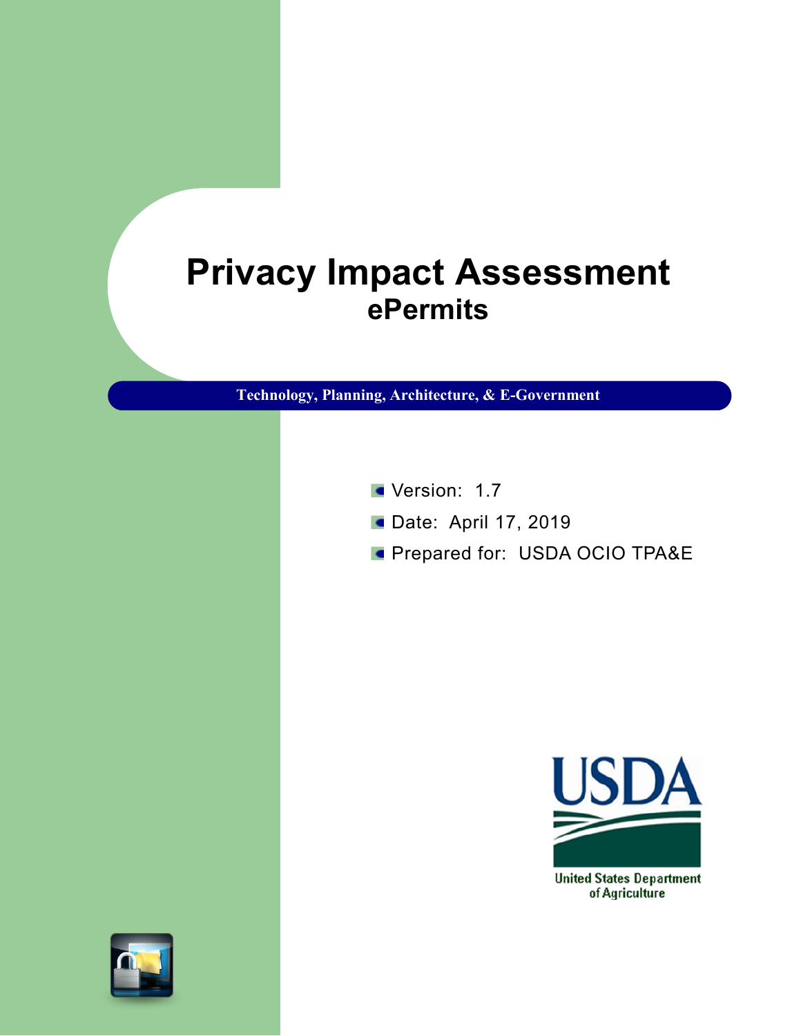# Privacy Impact Assessment

## ePermits

**Technology, Planning, Architecture, & E-Government**

- Version: 1.7
- Date: April 17, 2019
- Prepared for: USDA OCIO TPA&E

United States Department of Agriculture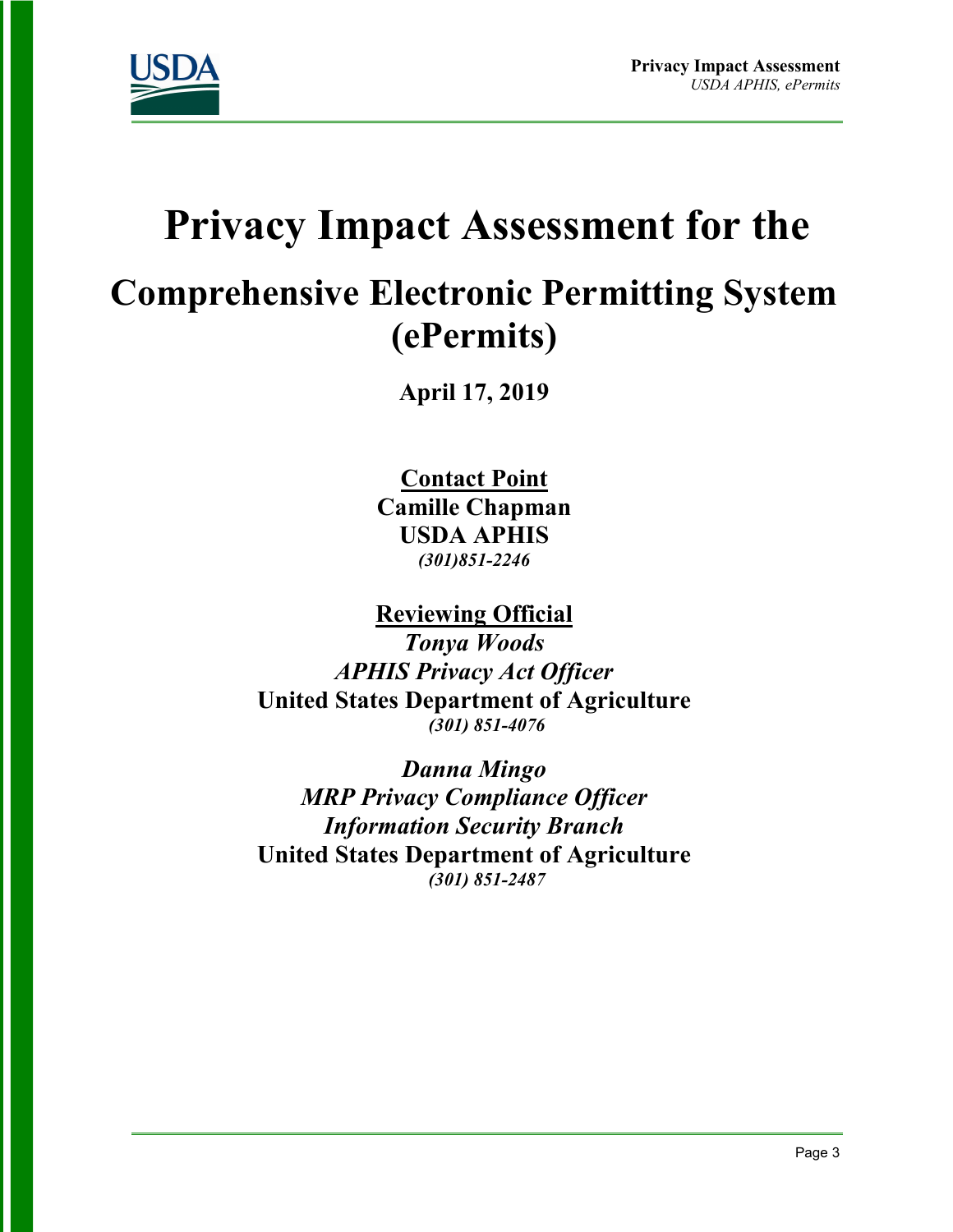# Privacy Impact Assessment for the

## Comprehensive Electronic Permitting System (ePermits)

**April 17, 2019**

**Contact Point**
**Camille Chapman**
**USDA APHIS**
***(301)851-2246***

**Reviewing Official**
***Tonya Woods***
***APHIS Privacy Act Officer***
**United States Department of Agriculture**
***(301) 851-4076***

***Danna Mingo***
***MRP Privacy Compliance Officer***
***Information Security Branch***
**United States Department of Agriculture**
***(301) 851-2487***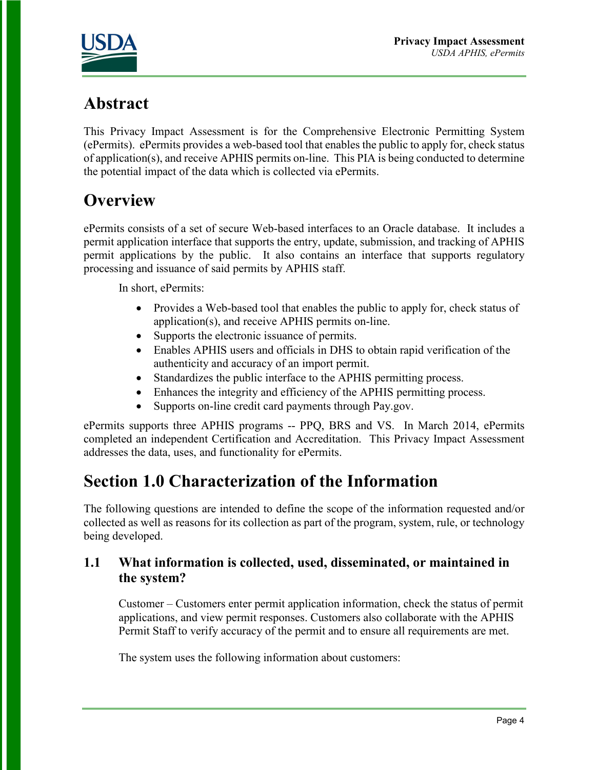# Abstract

This Privacy Impact Assessment is for the Comprehensive Electronic Permitting System (ePermits). ePermits provides a web-based tool that enables the public to apply for, check status of application(s), and receive APHIS permits on-line. This PIA is being conducted to determine the potential impact of the data which is collected via ePermits.

# Overview

ePermits consists of a set of secure Web-based interfaces to an Oracle database. It includes a permit application interface that supports the entry, update, submission, and tracking of APHIS permit applications by the public. It also contains an interface that supports regulatory processing and issuance of said permits by APHIS staff.

In short, ePermits:

- Provides a Web-based tool that enables the public to apply for, check status of application(s), and receive APHIS permits on-line.
- Supports the electronic issuance of permits.
- Enables APHIS users and officials in DHS to obtain rapid verification of the authenticity and accuracy of an import permit.
- Standardizes the public interface to the APHIS permitting process.
- Enhances the integrity and efficiency of the APHIS permitting process.
- Supports on-line credit card payments through Pay.gov.

ePermits supports three APHIS programs -- PPQ, BRS and VS. In March 2014, ePermits completed an independent Certification and Accreditation. This Privacy Impact Assessment addresses the data, uses, and functionality for ePermits.

# Section 1.0 Characterization of the Information

The following questions are intended to define the scope of the information requested and/or collected as well as reasons for its collection as part of the program, system, rule, or technology being developed.

## 1.1 What information is collected, used, disseminated, or maintained in the system?

Customer – Customers enter permit application information, check the status of permit applications, and view permit responses. Customers also collaborate with the APHIS Permit Staff to verify accuracy of the permit and to ensure all requirements are met.

The system uses the following information about customers: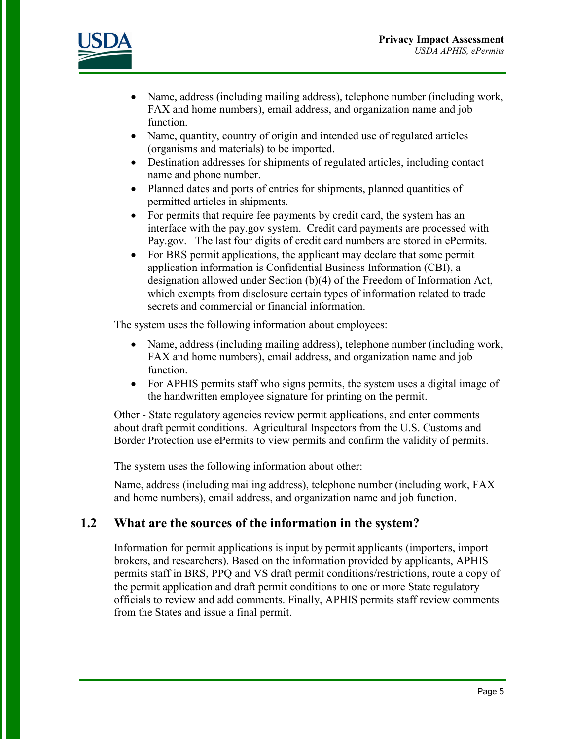- Name, address (including mailing address), telephone number (including work, FAX and home numbers), email address, and organization name and job function.
- Name, quantity, country of origin and intended use of regulated articles (organisms and materials) to be imported.
- Destination addresses for shipments of regulated articles, including contact name and phone number.
- Planned dates and ports of entries for shipments, planned quantities of permitted articles in shipments.
- For permits that require fee payments by credit card, the system has an interface with the pay.gov system. Credit card payments are processed with Pay.gov. The last four digits of credit card numbers are stored in ePermits.
- For BRS permit applications, the applicant may declare that some permit application information is Confidential Business Information (CBI), a designation allowed under Section (b)(4) of the Freedom of Information Act, which exempts from disclosure certain types of information related to trade secrets and commercial or financial information.

The system uses the following information about employees:

- Name, address (including mailing address), telephone number (including work, FAX and home numbers), email address, and organization name and job function.
- For APHIS permits staff who signs permits, the system uses a digital image of the handwritten employee signature for printing on the permit.

Other - State regulatory agencies review permit applications, and enter comments about draft permit conditions. Agricultural Inspectors from the U.S. Customs and Border Protection use ePermits to view permits and confirm the validity of permits.

The system uses the following information about other:

Name, address (including mailing address), telephone number (including work, FAX and home numbers), email address, and organization name and job function.

## 1.2 What are the sources of the information in the system?

Information for permit applications is input by permit applicants (importers, import brokers, and researchers). Based on the information provided by applicants, APHIS permits staff in BRS, PPQ and VS draft permit conditions/restrictions, route a copy of the permit application and draft permit conditions to one or more State regulatory officials to review and add comments. Finally, APHIS permits staff review comments from the States and issue a final permit.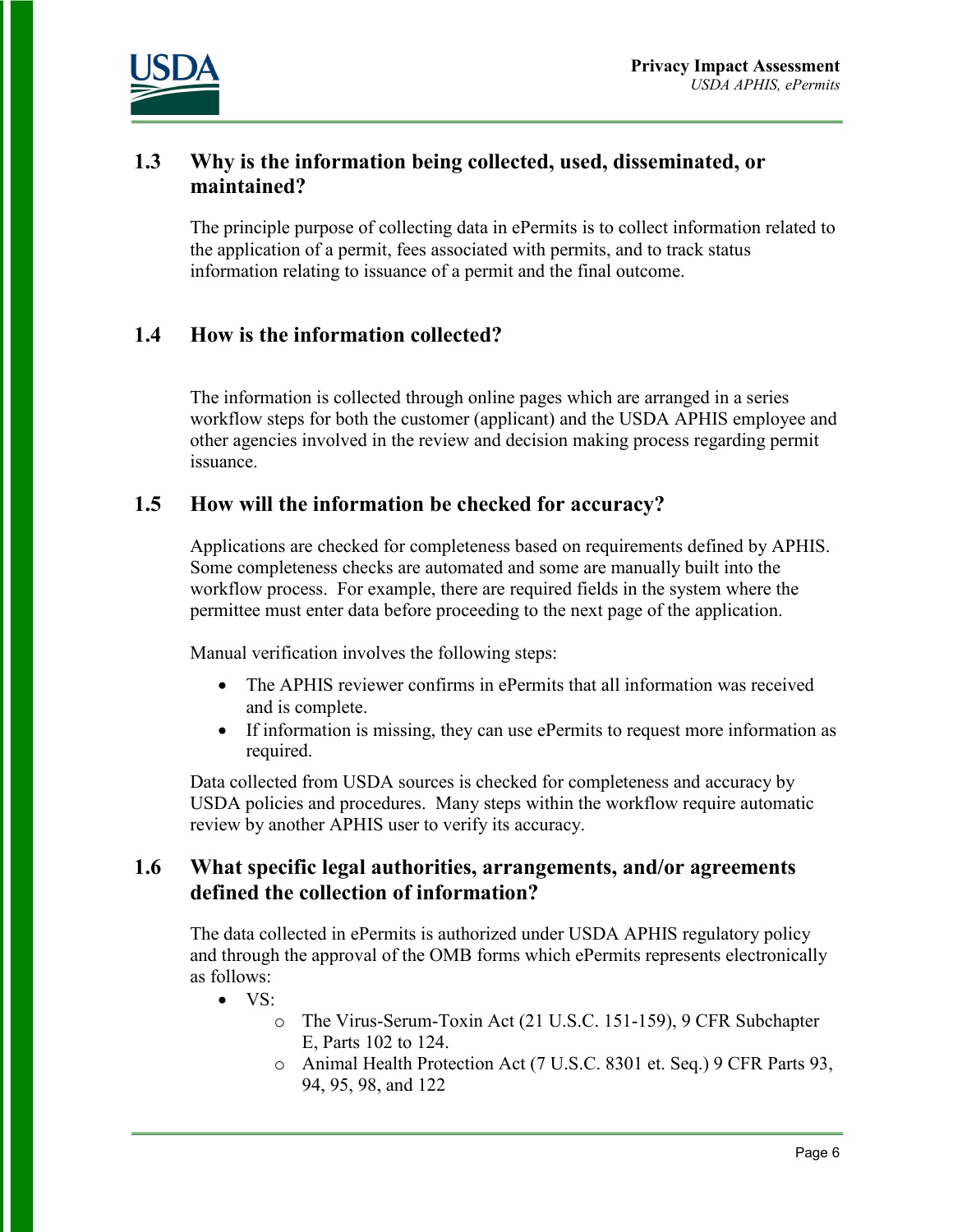## 1.3 Why is the information being collected, used, disseminated, or maintained?

The principle purpose of collecting data in ePermits is to collect information related to the application of a permit, fees associated with permits, and to track status information relating to issuance of a permit and the final outcome.

## 1.4 How is the information collected?

The information is collected through online pages which are arranged in a series workflow steps for both the customer (applicant) and the USDA APHIS employee and other agencies involved in the review and decision making process regarding permit issuance.

## 1.5 How will the information be checked for accuracy?

Applications are checked for completeness based on requirements defined by APHIS. Some completeness checks are automated and some are manually built into the workflow process. For example, there are required fields in the system where the permittee must enter data before proceeding to the next page of the application.

Manual verification involves the following steps:

- The APHIS reviewer confirms in ePermits that all information was received and is complete.
- If information is missing, they can use ePermits to request more information as required.

Data collected from USDA sources is checked for completeness and accuracy by USDA policies and procedures. Many steps within the workflow require automatic review by another APHIS user to verify its accuracy.

## 1.6 What specific legal authorities, arrangements, and/or agreements defined the collection of information?

The data collected in ePermits is authorized under USDA APHIS regulatory policy and through the approval of the OMB forms which ePermits represents electronically as follows:

- VS:
  - The Virus-Serum-Toxin Act (21 U.S.C. 151-159), 9 CFR Subchapter E, Parts 102 to 124.
  - Animal Health Protection Act (7 U.S.C. 8301 et. Seq.) 9 CFR Parts 93, 94, 95, 98, and 122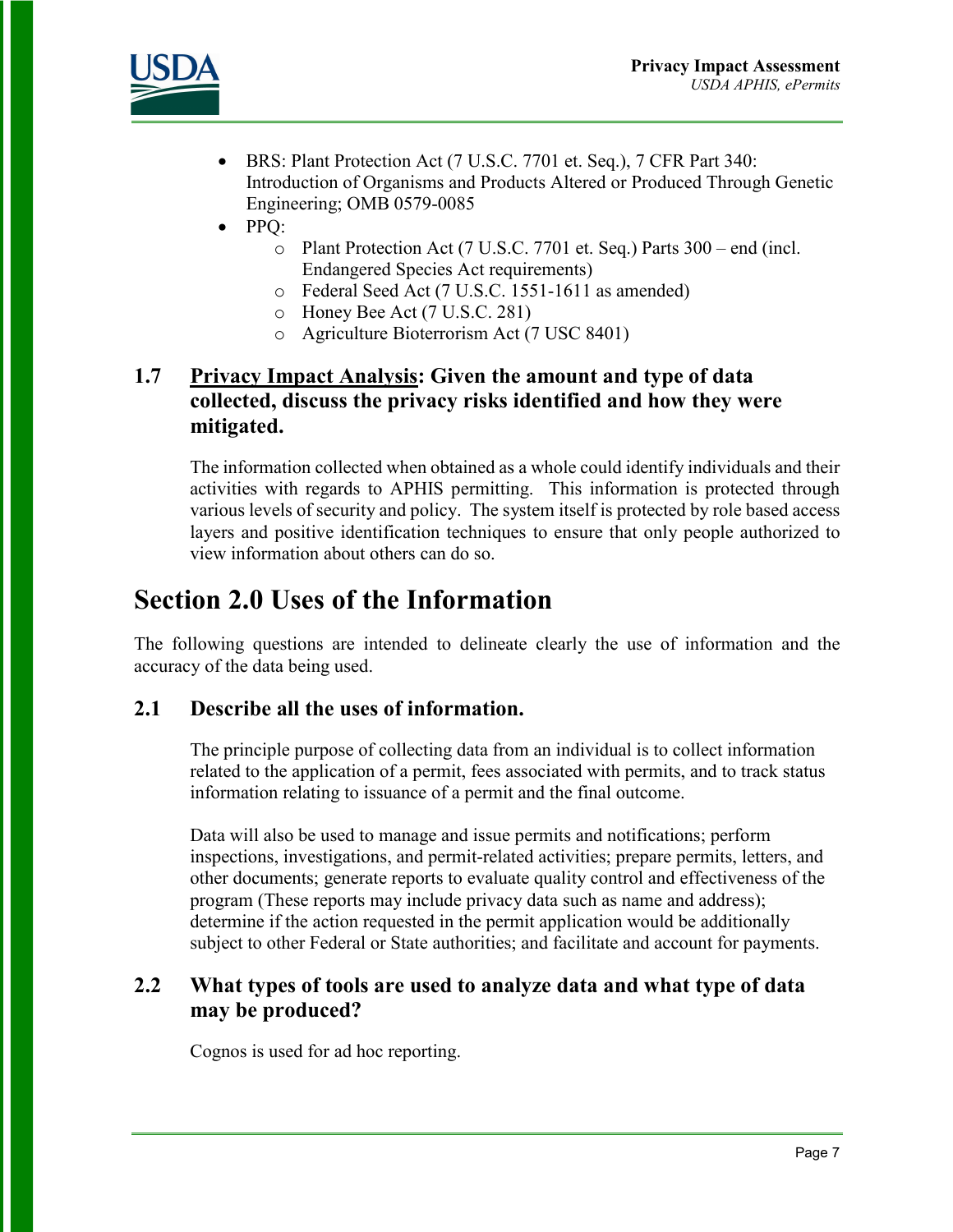- BRS: Plant Protection Act (7 U.S.C. 7701 et. Seq.), 7 CFR Part 340: Introduction of Organisms and Products Altered or Produced Through Genetic Engineering; OMB 0579-0085
- PPQ:
  - Plant Protection Act (7 U.S.C. 7701 et. Seq.) Parts 300 – end (incl. Endangered Species Act requirements)
  - Federal Seed Act (7 U.S.C. 1551-1611 as amended)
  - Honey Bee Act (7 U.S.C. 281)
  - Agriculture Bioterrorism Act (7 USC 8401)

### 1.7 Privacy Impact Analysis: Given the amount and type of data collected, discuss the privacy risks identified and how they were mitigated.

The information collected when obtained as a whole could identify individuals and their activities with regards to APHIS permitting. This information is protected through various levels of security and policy. The system itself is protected by role based access layers and positive identification techniques to ensure that only people authorized to view information about others can do so.

## Section 2.0 Uses of the Information

The following questions are intended to delineate clearly the use of information and the accuracy of the data being used.

### 2.1 Describe all the uses of information.

The principle purpose of collecting data from an individual is to collect information related to the application of a permit, fees associated with permits, and to track status information relating to issuance of a permit and the final outcome.

Data will also be used to manage and issue permits and notifications; perform inspections, investigations, and permit-related activities; prepare permits, letters, and other documents; generate reports to evaluate quality control and effectiveness of the program (These reports may include privacy data such as name and address); determine if the action requested in the permit application would be additionally subject to other Federal or State authorities; and facilitate and account for payments.

### 2.2 What types of tools are used to analyze data and what type of data may be produced?

Cognos is used for ad hoc reporting.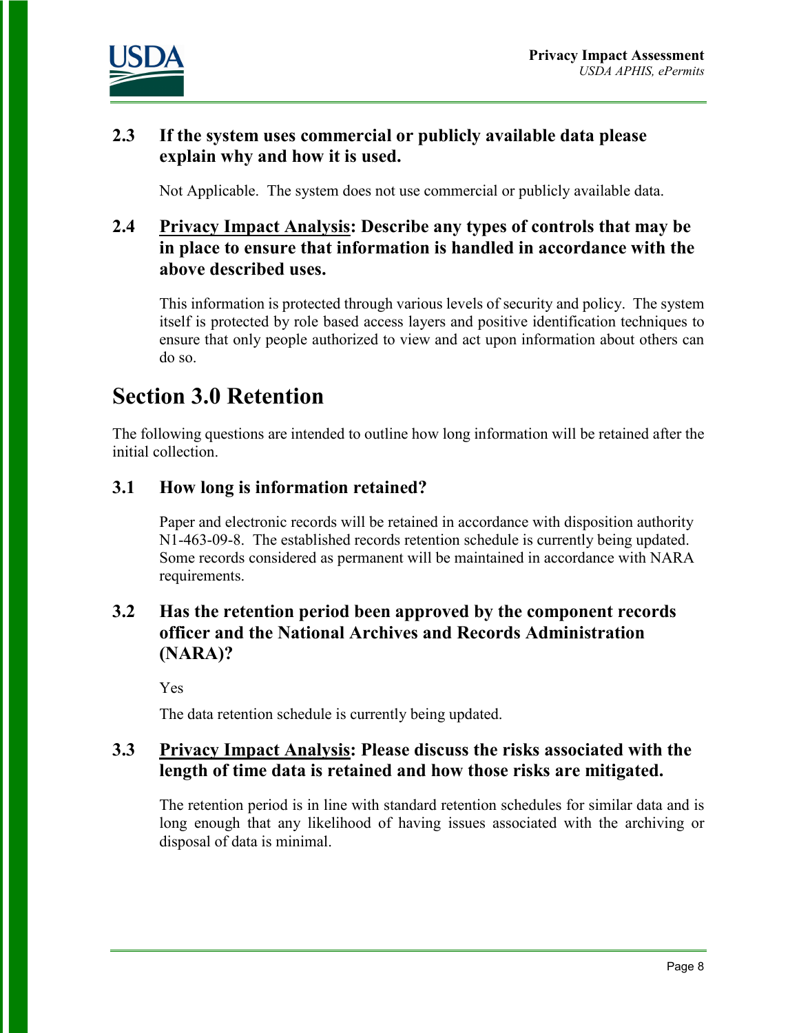### 2.3 If the system uses commercial or publicly available data please explain why and how it is used.

Not Applicable. The system does not use commercial or publicly available data.

### 2.4 <u>Privacy Impact Analysis</u>: Describe any types of controls that may be in place to ensure that information is handled in accordance with the above described uses.

This information is protected through various levels of security and policy. The system itself is protected by role based access layers and positive identification techniques to ensure that only people authorized to view and act upon information about others can do so.

## Section 3.0 Retention

The following questions are intended to outline how long information will be retained after the initial collection.

### 3.1 How long is information retained?

Paper and electronic records will be retained in accordance with disposition authority N1-463-09-8. The established records retention schedule is currently being updated. Some records considered as permanent will be maintained in accordance with NARA requirements.

### 3.2 Has the retention period been approved by the component records officer and the National Archives and Records Administration (NARA)?

Yes

The data retention schedule is currently being updated.

### 3.3 <u>Privacy Impact Analysis</u>: Please discuss the risks associated with the length of time data is retained and how those risks are mitigated.

The retention period is in line with standard retention schedules for similar data and is long enough that any likelihood of having issues associated with the archiving or disposal of data is minimal.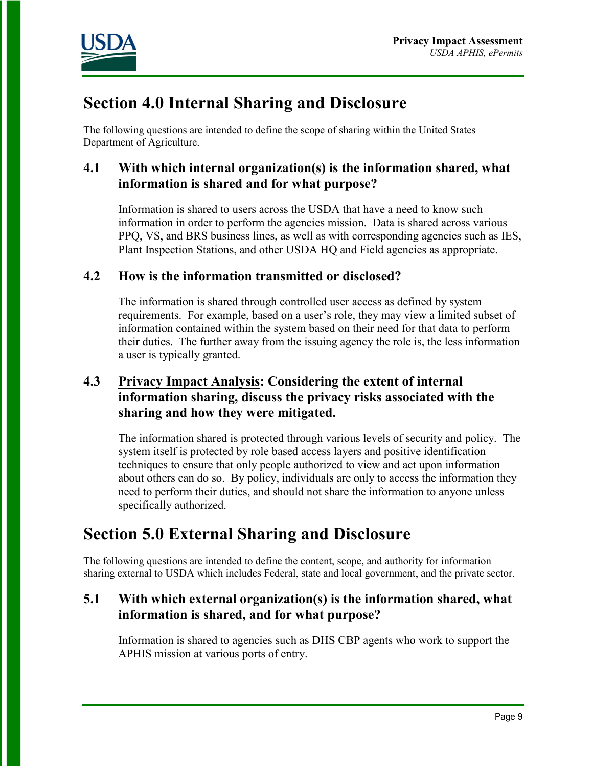# Section 4.0 Internal Sharing and Disclosure

The following questions are intended to define the scope of sharing within the United States Department of Agriculture.

## 4.1 With which internal organization(s) is the information shared, what information is shared and for what purpose?

Information is shared to users across the USDA that have a need to know such information in order to perform the agencies mission. Data is shared across various PPQ, VS, and BRS business lines, as well as with corresponding agencies such as IES, Plant Inspection Stations, and other USDA HQ and Field agencies as appropriate.

## 4.2 How is the information transmitted or disclosed?

The information is shared through controlled user access as defined by system requirements. For example, based on a user's role, they may view a limited subset of information contained within the system based on their need for that data to perform their duties. The further away from the issuing agency the role is, the less information a user is typically granted.

## 4.3 Privacy Impact Analysis: Considering the extent of internal information sharing, discuss the privacy risks associated with the sharing and how they were mitigated.

The information shared is protected through various levels of security and policy. The system itself is protected by role based access layers and positive identification techniques to ensure that only people authorized to view and act upon information about others can do so. By policy, individuals are only to access the information they need to perform their duties, and should not share the information to anyone unless specifically authorized.

# Section 5.0 External Sharing and Disclosure

The following questions are intended to define the content, scope, and authority for information sharing external to USDA which includes Federal, state and local government, and the private sector.

## 5.1 With which external organization(s) is the information shared, what information is shared, and for what purpose?

Information is shared to agencies such as DHS CBP agents who work to support the APHIS mission at various ports of entry.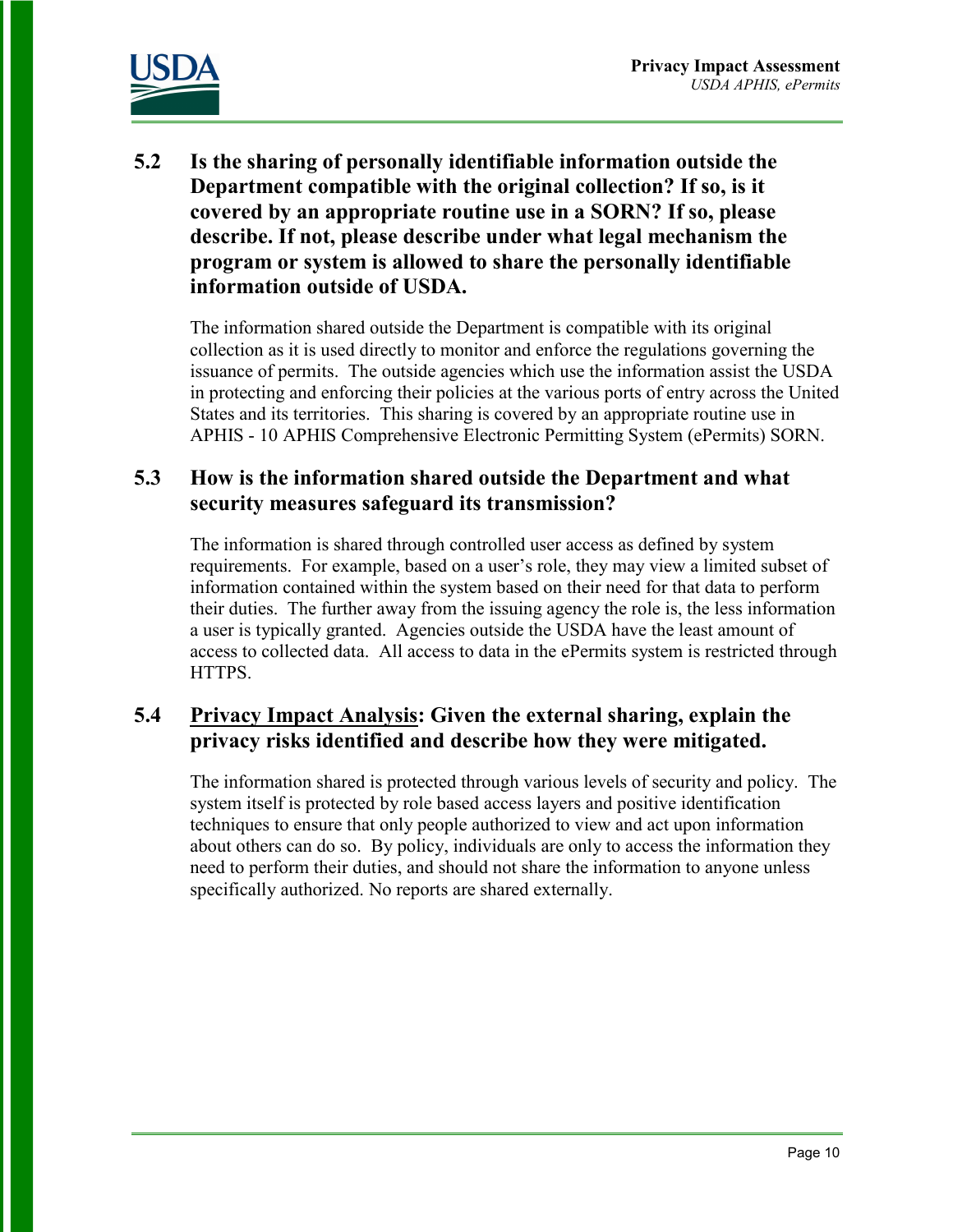### 5.2 Is the sharing of personally identifiable information outside the Department compatible with the original collection? If so, is it covered by an appropriate routine use in a SORN? If so, please describe. If not, please describe under what legal mechanism the program or system is allowed to share the personally identifiable information outside of USDA.

The information shared outside the Department is compatible with its original collection as it is used directly to monitor and enforce the regulations governing the issuance of permits. The outside agencies which use the information assist the USDA in protecting and enforcing their policies at the various ports of entry across the United States and its territories. This sharing is covered by an appropriate routine use in APHIS - 10 APHIS Comprehensive Electronic Permitting System (ePermits) SORN.

### 5.3 How is the information shared outside the Department and what security measures safeguard its transmission?

The information is shared through controlled user access as defined by system requirements. For example, based on a user's role, they may view a limited subset of information contained within the system based on their need for that data to perform their duties. The further away from the issuing agency the role is, the less information a user is typically granted. Agencies outside the USDA have the least amount of access to collected data. All access to data in the ePermits system is restricted through HTTPS.

### 5.4 Privacy Impact Analysis: Given the external sharing, explain the privacy risks identified and describe how they were mitigated.

The information shared is protected through various levels of security and policy. The system itself is protected by role based access layers and positive identification techniques to ensure that only people authorized to view and act upon information about others can do so. By policy, individuals are only to access the information they need to perform their duties, and should not share the information to anyone unless specifically authorized. No reports are shared externally.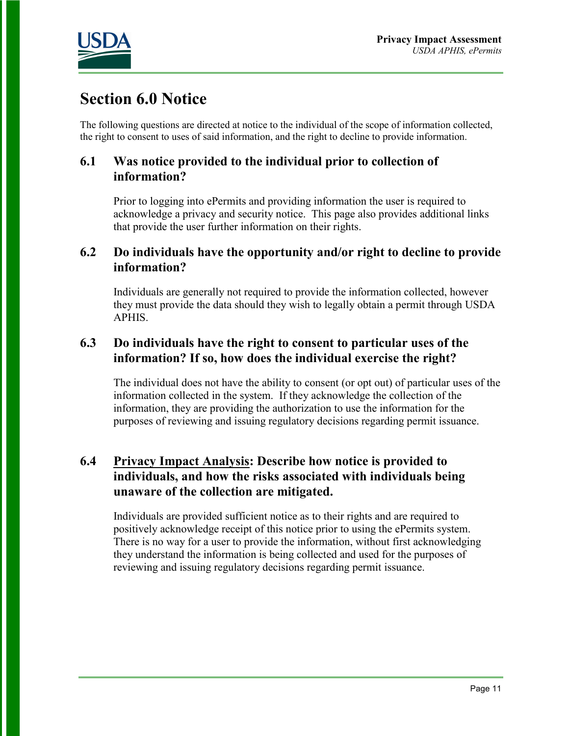# Section 6.0 Notice

The following questions are directed at notice to the individual of the scope of information collected, the right to consent to uses of said information, and the right to decline to provide information.

## 6.1 Was notice provided to the individual prior to collection of information?

Prior to logging into ePermits and providing information the user is required to acknowledge a privacy and security notice. This page also provides additional links that provide the user further information on their rights.

## 6.2 Do individuals have the opportunity and/or right to decline to provide information?

Individuals are generally not required to provide the information collected, however they must provide the data should they wish to legally obtain a permit through USDA APHIS.

## 6.3 Do individuals have the right to consent to particular uses of the information? If so, how does the individual exercise the right?

The individual does not have the ability to consent (or opt out) of particular uses of the information collected in the system. If they acknowledge the collection of the information, they are providing the authorization to use the information for the purposes of reviewing and issuing regulatory decisions regarding permit issuance.

## 6.4 Privacy Impact Analysis: Describe how notice is provided to individuals, and how the risks associated with individuals being unaware of the collection are mitigated.

Individuals are provided sufficient notice as to their rights and are required to positively acknowledge receipt of this notice prior to using the ePermits system. There is no way for a user to provide the information, without first acknowledging they understand the information is being collected and used for the purposes of reviewing and issuing regulatory decisions regarding permit issuance.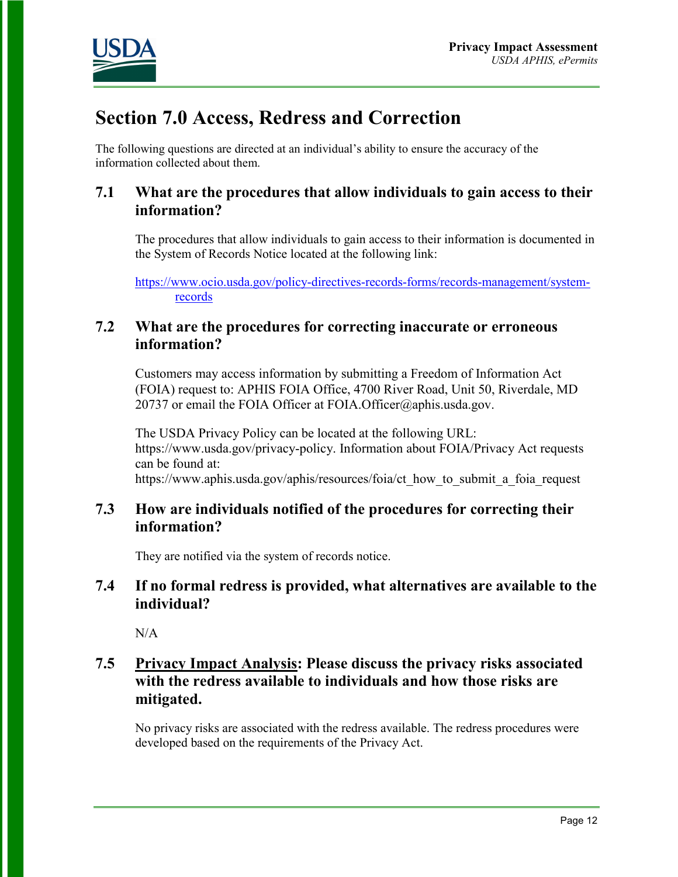# Section 7.0 Access, Redress and Correction

The following questions are directed at an individual's ability to ensure the accuracy of the information collected about them.

## 7.1 What are the procedures that allow individuals to gain access to their information?

The procedures that allow individuals to gain access to their information is documented in the System of Records Notice located at the following link:

https://www.ocio.usda.gov/policy-directives-records-forms/records-management/system-records

## 7.2 What are the procedures for correcting inaccurate or erroneous information?

Customers may access information by submitting a Freedom of Information Act (FOIA) request to: APHIS FOIA Office, 4700 River Road, Unit 50, Riverdale, MD 20737 or email the FOIA Officer at FOIA.Officer@aphis.usda.gov.

The USDA Privacy Policy can be located at the following URL: https://www.usda.gov/privacy-policy. Information about FOIA/Privacy Act requests can be found at: https://www.aphis.usda.gov/aphis/resources/foia/ct_how_to_submit_a_foia_request

## 7.3 How are individuals notified of the procedures for correcting their information?

They are notified via the system of records notice.

## 7.4 If no formal redress is provided, what alternatives are available to the individual?

N/A

## 7.5 Privacy Impact Analysis: Please discuss the privacy risks associated with the redress available to individuals and how those risks are mitigated.

No privacy risks are associated with the redress available. The redress procedures were developed based on the requirements of the Privacy Act.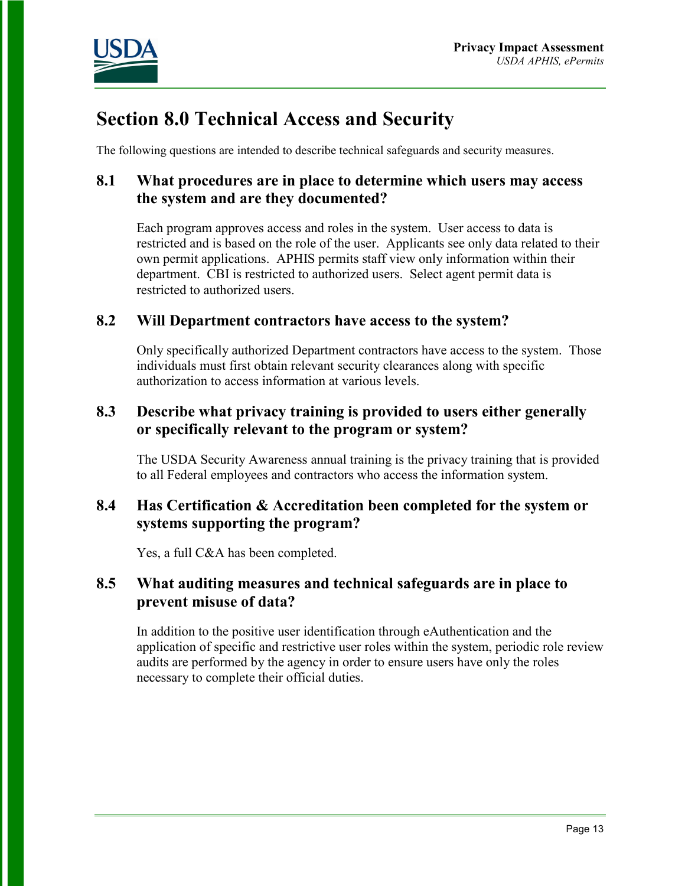# Section 8.0 Technical Access and Security

The following questions are intended to describe technical safeguards and security measures.

## 8.1 What procedures are in place to determine which users may access the system and are they documented?

Each program approves access and roles in the system. User access to data is restricted and is based on the role of the user. Applicants see only data related to their own permit applications. APHIS permits staff view only information within their department. CBI is restricted to authorized users. Select agent permit data is restricted to authorized users.

## 8.2 Will Department contractors have access to the system?

Only specifically authorized Department contractors have access to the system. Those individuals must first obtain relevant security clearances along with specific authorization to access information at various levels.

## 8.3 Describe what privacy training is provided to users either generally or specifically relevant to the program or system?

The USDA Security Awareness annual training is the privacy training that is provided to all Federal employees and contractors who access the information system.

## 8.4 Has Certification & Accreditation been completed for the system or systems supporting the program?

Yes, a full C&A has been completed.

## 8.5 What auditing measures and technical safeguards are in place to prevent misuse of data?

In addition to the positive user identification through eAuthentication and the application of specific and restrictive user roles within the system, periodic role review audits are performed by the agency in order to ensure users have only the roles necessary to complete their official duties.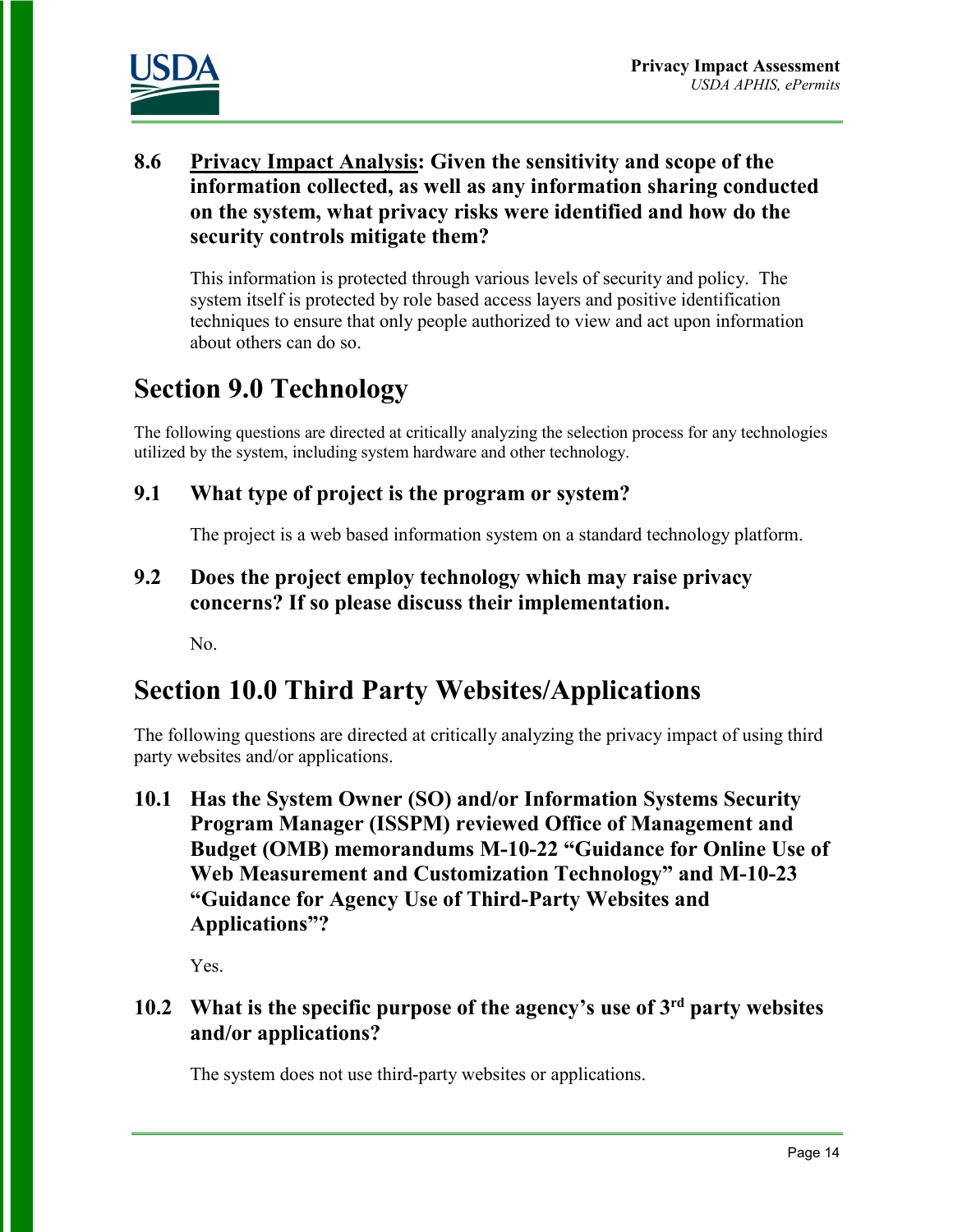### 8.6 <u>Privacy Impact Analysis</u>: Given the sensitivity and scope of the information collected, as well as any information sharing conducted on the system, what privacy risks were identified and how do the security controls mitigate them?

This information is protected through various levels of security and policy. The system itself is protected by role based access layers and positive identification techniques to ensure that only people authorized to view and act upon information about others can do so.

## Section 9.0 Technology

The following questions are directed at critically analyzing the selection process for any technologies utilized by the system, including system hardware and other technology.

### 9.1 What type of project is the program or system?

The project is a web based information system on a standard technology platform.

### 9.2 Does the project employ technology which may raise privacy concerns? If so please discuss their implementation.

No.

## Section 10.0 Third Party Websites/Applications

The following questions are directed at critically analyzing the privacy impact of using third party websites and/or applications.

### 10.1 Has the System Owner (SO) and/or Information Systems Security Program Manager (ISSPM) reviewed Office of Management and Budget (OMB) memorandums M-10-22 "Guidance for Online Use of Web Measurement and Customization Technology" and M-10-23 "Guidance for Agency Use of Third-Party Websites and Applications"?

Yes.

### 10.2 What is the specific purpose of the agency's use of 3rd party websites and/or applications?

The system does not use third-party websites or applications.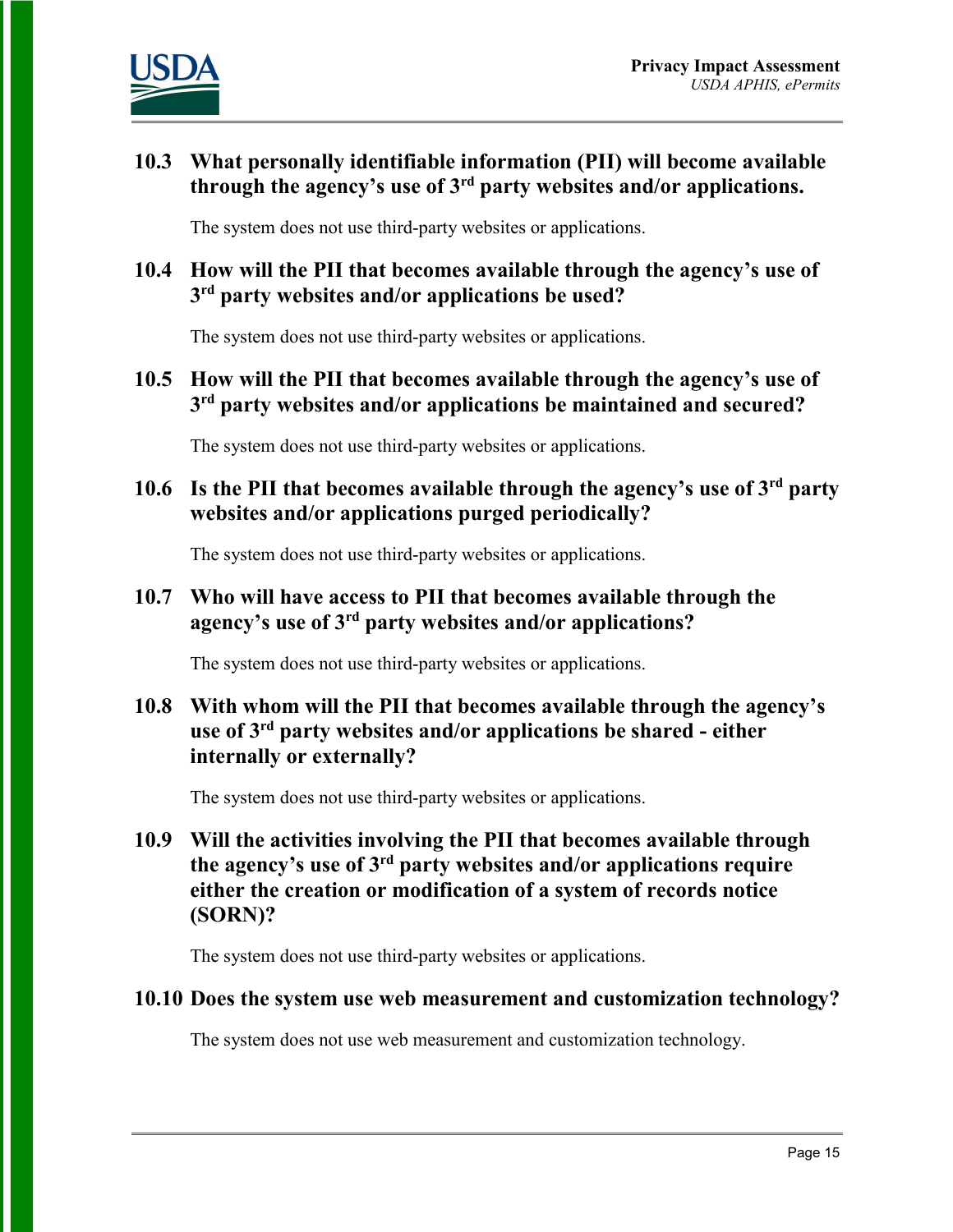### 10.3 What personally identifiable information (PII) will become available through the agency's use of 3rd party websites and/or applications.

The system does not use third-party websites or applications.

### 10.4 How will the PII that becomes available through the agency's use of 3rd party websites and/or applications be used?

The system does not use third-party websites or applications.

### 10.5 How will the PII that becomes available through the agency's use of 3rd party websites and/or applications be maintained and secured?

The system does not use third-party websites or applications.

### 10.6 Is the PII that becomes available through the agency's use of 3rd party websites and/or applications purged periodically?

The system does not use third-party websites or applications.

### 10.7 Who will have access to PII that becomes available through the agency's use of 3rd party websites and/or applications?

The system does not use third-party websites or applications.

### 10.8 With whom will the PII that becomes available through the agency's use of 3rd party websites and/or applications be shared - either internally or externally?

The system does not use third-party websites or applications.

### 10.9 Will the activities involving the PII that becomes available through the agency's use of 3rd party websites and/or applications require either the creation or modification of a system of records notice (SORN)?

The system does not use third-party websites or applications.

### 10.10 Does the system use web measurement and customization technology?

The system does not use web measurement and customization technology.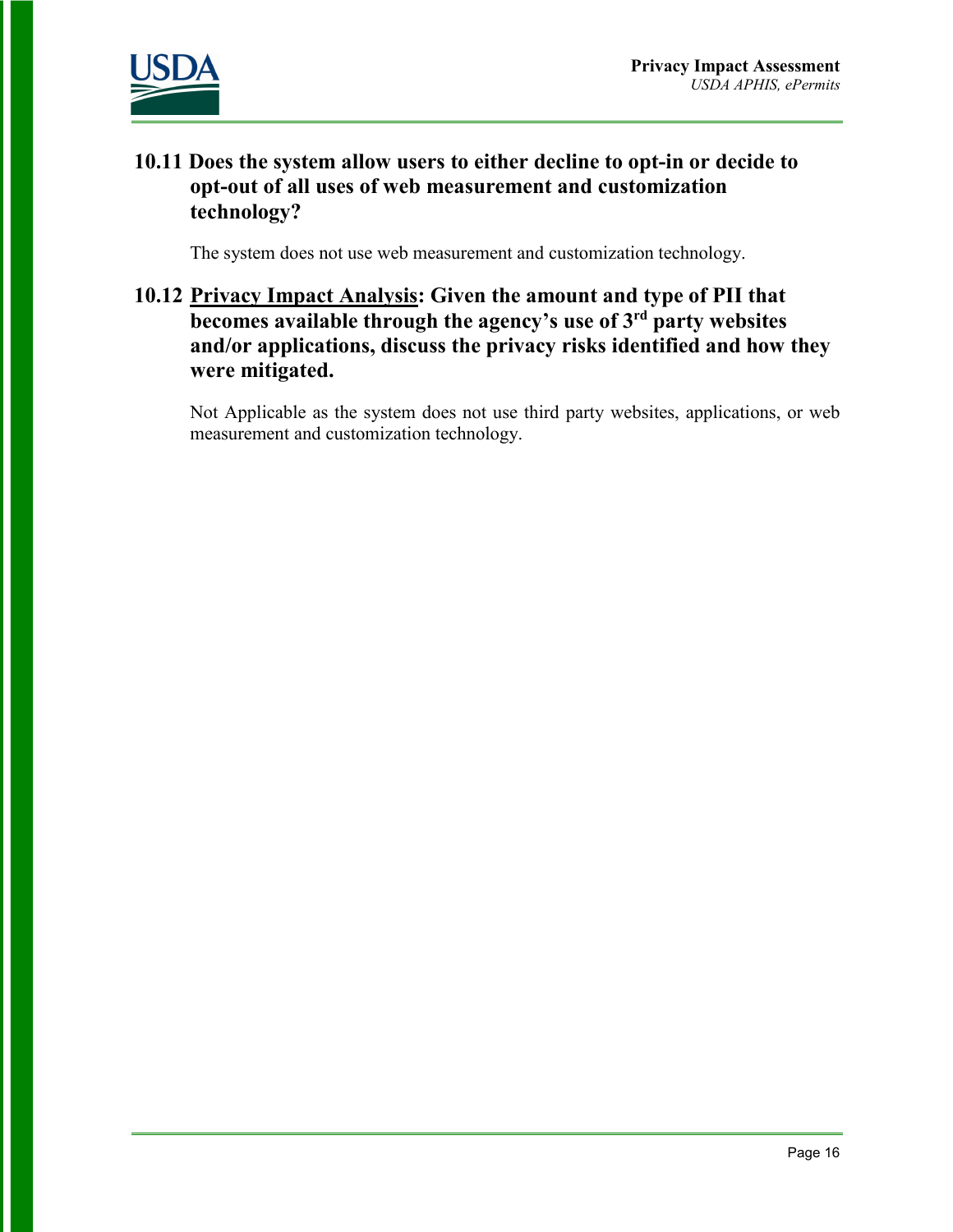### 10.11 Does the system allow users to either decline to opt-in or decide to opt-out of all uses of web measurement and customization technology?

The system does not use web measurement and customization technology.

### 10.12 Privacy Impact Analysis: Given the amount and type of PII that becomes available through the agency's use of 3rd party websites and/or applications, discuss the privacy risks identified and how they were mitigated.

Not Applicable as the system does not use third party websites, applications, or web measurement and customization technology.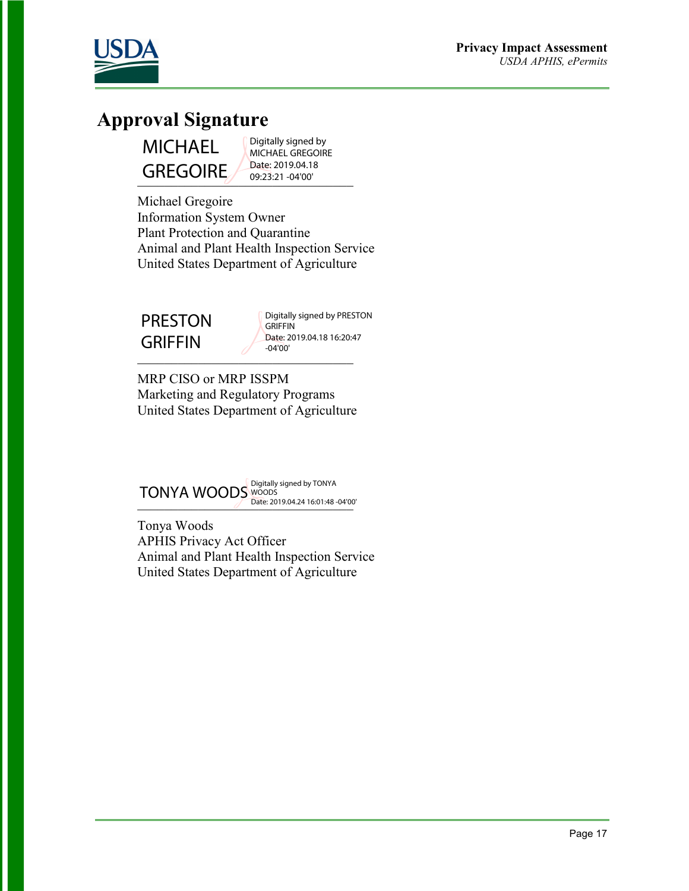# Approval Signature

MICHAEL GREGOIRE Digitally signed by MICHAEL GREGOIRE Date: 2019.04.18 09:23:21 -04'00'

Michael Gregoire
Information System Owner
Plant Protection and Quarantine
Animal and Plant Health Inspection Service
United States Department of Agriculture

PRESTON GRIFFIN Digitally signed by PRESTON GRIFFIN Date: 2019.04.18 16:20:47 -04'00'

MRP CISO or MRP ISSPM
Marketing and Regulatory Programs
United States Department of Agriculture

TONYA WOODS Digitally signed by TONYA WOODS Date: 2019.04.24 16:01:48 -04'00'

Tonya Woods
APHIS Privacy Act Officer
Animal and Plant Health Inspection Service
United States Department of Agriculture